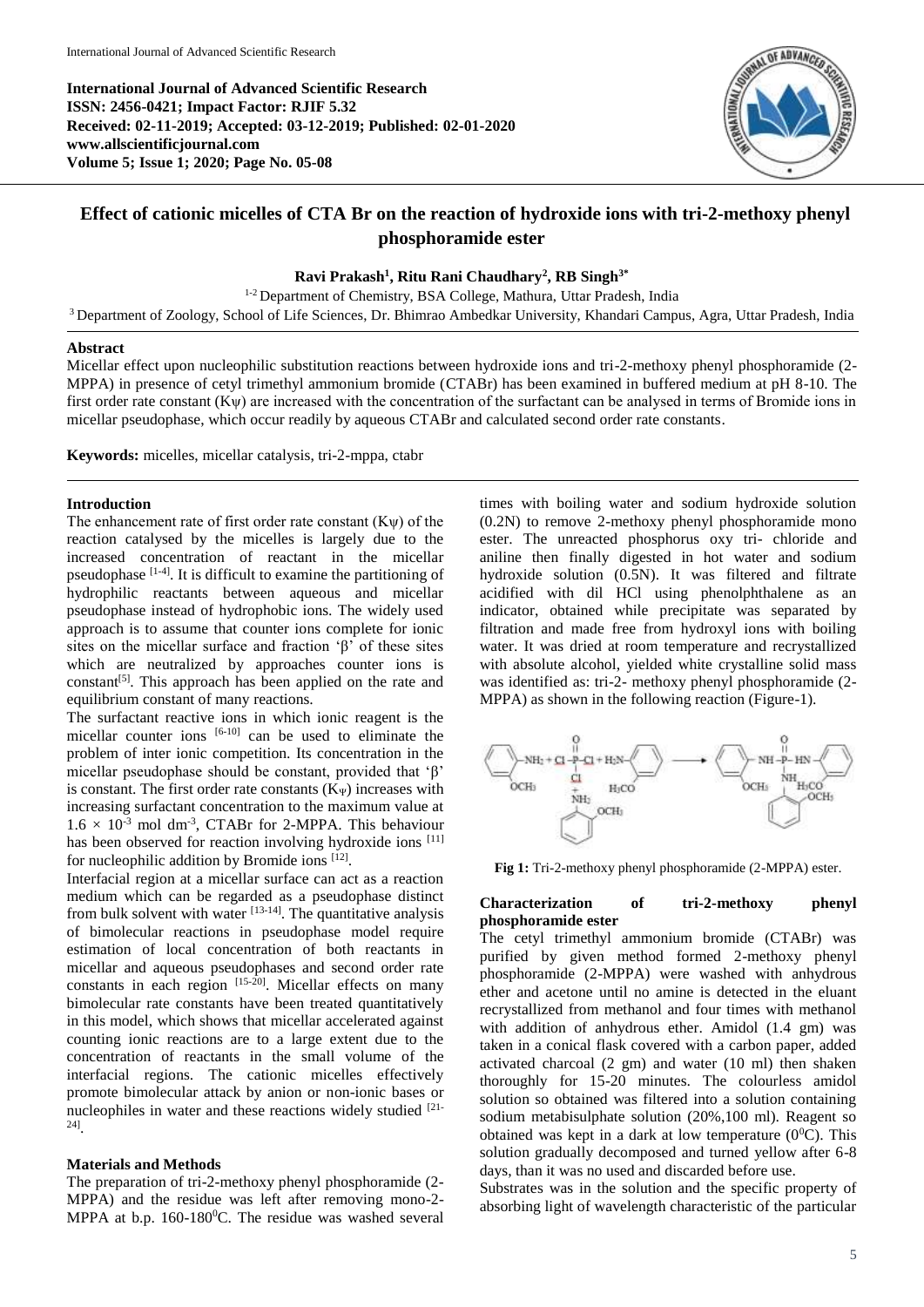**International Journal of Advanced Scientific Research**
**ISSN: 2456-0421; Impact Factor: RJIF 5.32**
**Received: 02-11-2019; Accepted: 03-12-2019; Published: 02-01-2020**
**www.allscientificjournal.com**
**Volume 5; Issue 1; 2020; Page No. 05-08**

# Effect of cationic micelles of CTA Br on the reaction of hydroxide ions with tri-2-methoxy phenyl phosphoramide ester

**Ravi Prakash[1], Ritu Rani Chaudhary[2], RB Singh[3*]**

[1-2] Department of Chemistry, BSA College, Mathura, Uttar Pradesh, India
[3] Department of Zoology, School of Life Sciences, Dr. Bhimrao Ambedkar University, Khandari Campus, Agra, Uttar Pradesh, India

## Abstract

Micellar effect upon nucleophilic substitution reactions between hydroxide ions and tri-2-methoxy phenyl phosphoramide (2-MPPA) in presence of cetyl trimethyl ammonium bromide (CTABr) has been examined in buffered medium at pH 8-10. The first order rate constant ($K\psi$) are increased with the concentration of the surfactant can be analysed in terms of Bromide ions in micellar pseudophase, which occur readily by aqueous CTABr and calculated second order rate constants.

**Keywords:** micelles, micellar catalysis, tri-2-mppa, ctabr

## Introduction

The enhancement rate of first order rate constant ($K\psi$) of the reaction catalysed by the micelles is largely due to the increased concentration of reactant in the micellar pseudophase [1-4]. It is difficult to examine the partitioning of hydrophilic reactants between aqueous and micellar pseudophase instead of hydrophobic ions. The widely used approach is to assume that counter ions complete for ionic sites on the micellar surface and fraction 'β' of these sites which are neutralized by approaches counter ions is constant[5]. This approach has been applied on the rate and equilibrium constant of many reactions.

The surfactant reactive ions in which ionic reagent is the micellar counter ions [6-10] can be used to eliminate the problem of inter ionic competition. Its concentration in the micellar pseudophase should be constant, provided that 'β' is constant. The first order rate constants ($K_\Psi$) increases with increasing surfactant concentration to the maximum value at $1.6 \times 10^{-3}$ mol dm$^{-3}$, CTABr for 2-MPPA. This behaviour has been observed for reaction involving hydroxide ions [11] for nucleophilic addition by Bromide ions [12].

Interfacial region at a micellar surface can act as a reaction medium which can be regarded as a pseudophase distinct from bulk solvent with water [13-14]. The quantitative analysis of bimolecular reactions in pseudophase model require estimation of local concentration of both reactants in micellar and aqueous pseudophases and second order rate constants in each region [15-20]. Micellar effects on many bimolecular rate constants have been treated quantitatively in this model, which shows that micellar accelerated against counting ionic reactions are to a large extent due to the concentration of reactants in the small volume of the interfacial regions. The cationic micelles effectively promote bimolecular attack by anion or non-ionic bases or nucleophiles in water and these reactions widely studied [21-24].

## Materials and Methods

The preparation of tri-2-methoxy phenyl phosphoramide (2-MPPA) and the residue was left after removing mono-2-MPPA at b.p. 160-180$^0$C. The residue was washed several times with boiling water and sodium hydroxide solution (0.2N) to remove 2-methoxy phenyl phosphoramide mono ester. The unreacted phosphorus oxy tri- chloride and aniline then finally digested in hot water and sodium hydroxide solution (0.5N). It was filtered and filtrate acidified with dil HCl using phenolphthalene as an indicator, obtained while precipitate was separated by filtration and made free from hydroxyl ions with boiling water. It was dried at room temperature and recrystallized with absolute alcohol, yielded white crystalline solid mass was identified as: tri-2- methoxy phenyl phosphoramide (2-MPPA) as shown in the following reaction (Figure-1).

**Fig 1:** Tri-2-methoxy phenyl phosphoramide (2-MPPA) ester.

### Characterization of tri-2-methoxy phenyl phosphoramide ester

The cetyl trimethyl ammonium bromide (CTABr) was purified by given method formed 2-methoxy phenyl phosphoramide (2-MPPA) were washed with anhydrous ether and acetone until no amine is detected in the eluant recrystallized from methanol and four times with methanol with addition of anhydrous ether. Amidol (1.4 gm) was taken in a conical flask covered with a carbon paper, added activated charcoal (2 gm) and water (10 ml) then shaken thoroughly for 15-20 minutes. The colourless amidol solution so obtained was filtered into a solution containing sodium metabisulphate solution (20%,100 ml). Reagent so obtained was kept in a dark at low temperature (0$^0$C). This solution gradually decomposed and turned yellow after 6-8 days, than it was no used and discarded before use.

Substrates was in the solution and the specific property of absorbing light of wavelength characteristic of the particular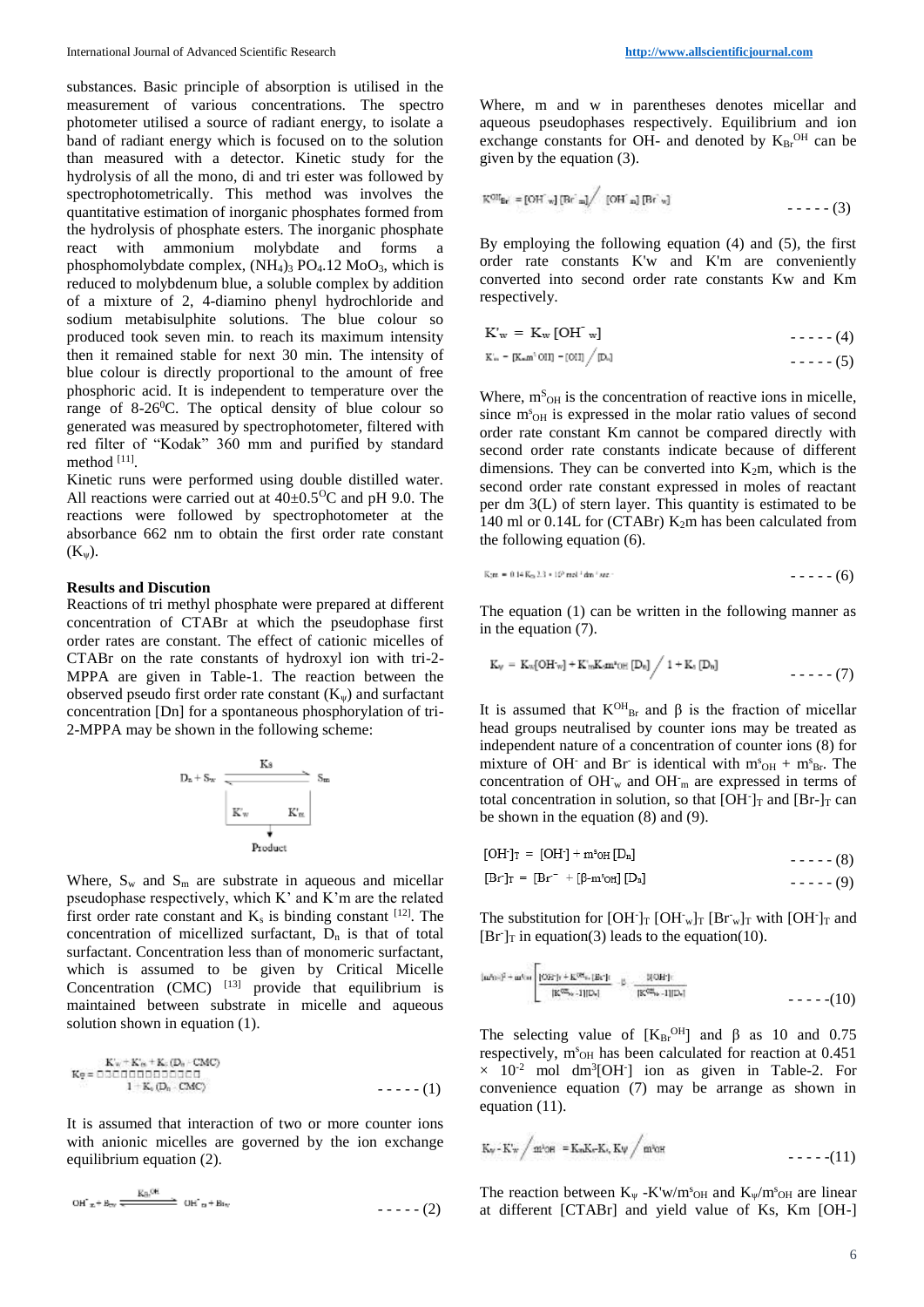substances. Basic principle of absorption is utilised in the measurement of various concentrations. The spectro photometer utilised a source of radiant energy, to isolate a band of radiant energy which is focused on to the solution than measured with a detector. Kinetic study for the hydrolysis of all the mono, di and tri ester was followed by spectrophotometrically. This method was involves the quantitative estimation of inorganic phosphates formed from the hydrolysis of phosphate esters. The inorganic phosphate react with ammonium molybdate and forms a phosphomolybdate complex, $(NH_4)_3PO_4.12MoO_3$, which is reduced to molybdenum blue, a soluble complex by addition of a mixture of 2, 4-diamino phenyl hydrochloride and sodium metabisulphite solutions. The blue colour so produced took seven min. to reach its maximum intensity then it remained stable for next 30 min. The intensity of blue colour is directly proportional to the amount of free phosphoric acid. It is independent to temperature over the range of 8-26$^0$C. The optical density of blue colour so generated was measured by spectrophotometer, filtered with red filter of "Kodak" 360 mm and purified by standard method [11].

Kinetic runs were performed using double distilled water. All reactions were carried out at 40±0.5$^O$C and pH 9.0. The reactions were followed by spectrophotometer at the absorbance 662 nm to obtain the first order rate constant ($K_\psi$).

## Results and Discution

Reactions of tri methyl phosphate were prepared at different concentration of CTABr at which the pseudophase first order rates are constant. The effect of cationic micelles of CTABr on the rate constants of hydroxyl ion with tri-2-MPPA are given in Table-1. The reaction between the observed pseudo first order rate constant ($K_\psi$) and surfactant concentration [Dn] for a spontaneous phosphorylation of tri-2-MPPA may be shown in the following scheme:

$$D_n + S_w \xrightarrow{K_s} S_m$$

$$K'_w \quad K'_m \quad \rightarrow \text{Product}$$

Where, $S_w$ and $S_m$ are substrate in aqueous and micellar pseudophase respectively, which K' and K'm are the related first order rate constant and $K_s$ is binding constant [12]. The concentration of micellized surfactant, $D_n$ is that of total surfactant. Concentration less than of monomeric surfactant, which is assumed to be given by Critical Micelle Concentration (CMC) [13] provide that equilibrium is maintained between substrate in micelle and aqueous solution shown in equation (1).

$$K_\psi = \frac{K'_w + K'_m + K_s (D_n - CMC)}{1 + K_s (D_n - CMC)} \qquad ----- (1)$$

It is assumed that interaction of two or more counter ions with anionic micelles are governed by the ion exchange equilibrium equation (2).

$$OH^-_w + Br_m \xrightarrow{K_{Br}^{OH}} OH^-_m + Br_w \qquad ----- (2)$$

Where, m and w in parentheses denotes micellar and aqueous pseudophases respectively. Equilibrium and ion exchange constants for OH- and denoted by $K_{Br}^{OH}$ can be given by the equation (3).

$$K^{OH}_{Br} = [OH^-_w][Br^-_m] \big/ [OH^-_m][Br^-_w] \qquad ----- (3)$$

By employing the following equation (4) and (5), the first order rate constants K'w and K'm are conveniently converted into second order rate constants Kw and Km respectively.

$$K'_w = K_w [OH^-_w] \qquad ----- (4)$$

$$K_m = [K_m m^s OH] - [OH] \big/ [D_n] \qquad ----- (5)$$

Where, $m^S_{OH}$ is the concentration of reactive ions in micelle, since $m^s_{OH}$ is expressed in the molar ratio values of second order rate constant Km cannot be compared directly with second order rate constants indicate because of different dimensions. They can be converted into $K_2m$, which is the second order rate constant expressed in moles of reactant per dm 3(L) of stern layer. This quantity is estimated to be 140 ml or 0.14L for (CTABr) $K_2m$ has been calculated from the following equation (6).

$$K_2m = 0.14 K_m 2.3 \times 10^3 \text{ mol}^{-1} \text{ dm}^{-1} \text{ sec}^{-1} \qquad ----- (6)$$

The equation (1) can be written in the following manner as in the equation (7).

$$K_\psi = K_w[OH^-_w] + K'_m K_s m^s_{OH} [D_n] \big/ 1 + K_s [D_n] \qquad ----- (7)$$

It is assumed that $K^{OH}_{Br}$ and β is the fraction of micellar head groups neutralised by counter ions may be treated as independent nature of a concentration of counter ions (8) for mixture of $OH^-$ and $Br^-$ is identical with $m^s_{OH} + m^s_{Br}$. The concentration of $OH^-_w$ and $OH^-_m$ are expressed in terms of total concentration in solution, so that $[OH^-]_T$ and $[Br^-]_T$ can be shown in the equation (8) and (9).

$$[OH^-]_T = [OH^-] + m^s_{OH} [D_n] \qquad ----- (8)$$

$$[Br^-]_T = [Br^-] + [\beta - m^s_{OH}] [D_n] \qquad ----- (9)$$

The substitution for $[OH^-]_T$ $[OH^-_w]_T$ $[Br^-_w]_T$ with $[OH^-]_T$ and $[Br^-]_T$ in equation(3) leads to the equation(10).

$$[m^s_{OH}]^2 + m^s_{OH} \left[ \frac{[OH^-]_T + K^{OH}_{Br} [Br^-]_T}{[K^{OH}_{Br} - 1][D_n]} - \beta \right] - \frac{\beta [OH^-]_T}{[K^{OH}_{Br} - 1][D_n]} \qquad -----(10)$$

The selecting value of $[K_{Br}^{OH}]$ and β as 10 and 0.75 respectively, $m^s_{OH}$ has been calculated for reaction at 0.451 × $10^{-2}$ mol dm$^3$[OH$^-$] ion as given in Table-2. For convenience equation (7) may be arrange as shown in equation (11).

$$K_\psi - K'_w \big/ m^s_{OH} = K_m K_s - K_s K_\psi \big/ m^s_{OH} \qquad -----(11)$$

The reaction between $K_\psi$ -K'w/$m^s_{OH}$ and $K_\psi$/$m^s_{OH}$ are linear at different [CTABr] and yield value of Ks, Km [OH-]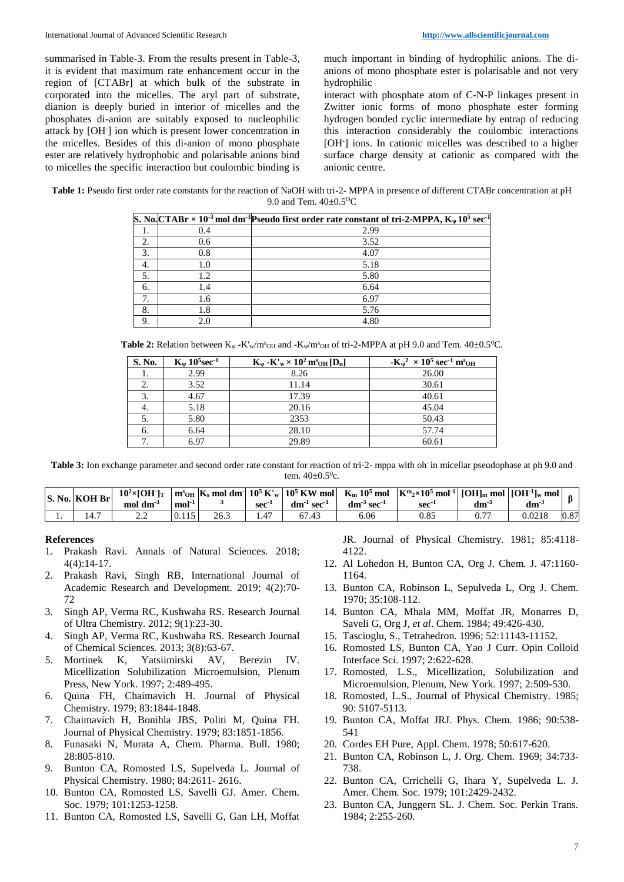summarised in Table-3. From the results present in Table-3, it is evident that maximum rate enhancement occur in the region of [CTABr] at which bulk of the substrate in corporated into the micelles. The aryl part of substrate, dianion is deeply buried in interior of micelles and the phosphates di-anion are suitably exposed to nucleophilic attack by $[OH^-]$ ion which is present lower concentration in the micelles. Besides of this di-anion of mono phosphate ester are relatively hydrophobic and polarisable anions bind to micelles the specific interaction but coulombic binding is much important in binding of hydrophilic anions. The di-anions of mono phosphate ester is polarisable and not very hydrophilic

interact with phosphate atom of C-N-P linkages present in Zwitter ionic forms of mono phosphate ester forming hydrogen bonded cyclic intermediate by entrap of reducing this interaction considerably the coulombic interactions $[OH^-]$ ions. In cationic micelles was described to a higher surface charge density at cationic as compared with the anionic centre.

**Table 1:** Pseudo first order rate constants for the reaction of NaOH with tri-2- MPPA in presence of different CTABr concentration at pH 9.0 and Tem. $40\pm0.5^{O}C$

| S. No. | CTABr × $10^{-3}$ mol $dm^{-3}$ | Pseudo first order rate constant of tri-2-MPPA, $K_\psi 10^5$ $sec^{-1}$ |
|---|---|---|
| 1. | 0.4 | 2.99 |
| 2. | 0.6 | 3.52 |
| 3. | 0.8 | 4.07 |
| 4. | 1.0 | 5.18 |
| 5. | 1.2 | 5.80 |
| 6. | 1.4 | 6.64 |
| 7. | 1.6 | 6.97 |
| 8. | 1.8 | 5.76 |
| 9. | 2.0 | 4.80 |

**Table 2:** Relation between $K_\psi$ -$K'_w/m^s_{OH}$ and -$K_\psi/m^s_{OH}$ of tri-2-MPPA at pH 9.0 and Tem. $40\pm0.5^0C$.

| S. No. | $K_\psi$ $10^5 sec^{-1}$ | $K_\psi$ -$K'_w \times 10^2$ $m^s_{OH}$ $[D_n]$ | -$K_\psi^2$ × $10^5$ $sec^{-1}$ $m^s_{OH}$ |
|---|---|---|---|
| 1. | 2.99 | 8.26 | 26.00 |
| 2. | 3.52 | 11.14 | 30.61 |
| 3. | 4.67 | 17.39 | 40.61 |
| 4. | 5.18 | 20.16 | 45.04 |
| 5. | 5.80 | 2353 | 50.43 |
| 6. | 6.64 | 28.10 | 57.74 |
| 7. | 6.97 | 29.89 | 60.61 |

**Table 3:** Ion exchange parameter and second order rate constant for reaction of tri-2- mppa with $oh^-$ in micellar pseudophase at ph 9.0 and tem. $40\pm0.5^0c$.

| S. No. | KOH Br | $10^2\times[OH^-]_T$ mol $dm^{-3}$ | $m^s_{OH}$ $mol^{-1}$ | $K_s$ mol $dm^{-3}$ | $10^5$ $K'_w$ $sec^{-1}$ | $10^5$ KW mol $dm^{-1}$ $sec^{-1}$ | $K_m$ $10^5$ mol $dm^{-3}$ $sec^{-1}$ | $K^m{}_2\times10^5$ $mol^{-1}$ $sec^{-1}$ | $[OH]_m$ mol $dm^{-3}$ | $[OH^{-1}]_w$ mol $dm^{-3}$ | β |
|---|---|---|---|---|---|---|---|---|---|---|---|
| 1. | 14.7 | 2.2 | 0.115 | 26.3 | 1.47 | 67.43 | 6.06 | 0.85 | 0.77 | 0.0218 | 0.87 |

## References

1. Prakash Ravi. Annals of Natural Sciences. 2018; 4(4):14-17.
2. Prakash Ravi, Singh RB, International Journal of Academic Research and Development. 2019; 4(2):70-72
3. Singh AP, Verma RC, Kushwaha RS. Research Journal of Ultra Chemistry. 2012; 9(1):23-30.
4. Singh AP, Verma RC, Kushwaha RS. Research Journal of Chemical Sciences. 2013; 3(8):63-67.
5. Mortinek K, Yatsiimirski AV, Berezin IV. Micellization Solubilization Microemulsion, Plenum Press, New York. 1997; 2:489-495.
6. Quina FH, Chaimavich H. Journal of Physical Chemistry. 1979; 83:1844-1848.
7. Chaimavich H, Bonihla JBS, Politi M, Quina FH. Journal of Physical Chemistry. 1979; 83:1851-1856.
8. Funasaki N, Murata A, Chem. Pharma. Bull. 1980; 28:805-810.
9. Bunton CA, Romosted LS, Supelveda L. Journal of Physical Chemistry. 1980; 84:2611- 2616.
10. Bunton CA, Romosted LS, Savelli GJ. Amer. Chem. Soc. 1979; 101:1253-1258.
11. Bunton CA, Romosted LS, Savelli G, Gan LH, Moffat JR. Journal of Physical Chemistry. 1981; 85:4118-4122.
12. Al Lohedon H, Bunton CA, Org J. Chem. J. 47:1160-1164.
13. Bunton CA, Robinson L, Sepulveda L, Org J. Chem. 1970; 35:108-112.
14. Bunton CA, Mhala MM, Moffat JR, Monarres D, Saveli G, Org J, *et al*. Chem. 1984; 49:426-430.
15. Tascioglu, S., Tetrahedron. 1996; 52:11143-11152.
16. Romosted LS, Bunton CA, Yao J Curr. Opin Colloid Interface Sci. 1997; 2:622-628.
17. Romosted, L.S., Micellization, Solubilization and Microemulsion, Plenum, New York. 1997; 2:509-530.
18. Romosted, L.S., Journal of Physical Chemistry. 1985; 90: 5107-5113.
19. Bunton CA, Moffat JRJ. Phys. Chem. 1986; 90:538-541
20. Cordes EH Pure, Appl. Chem. 1978; 50:617-620.
21. Bunton CA, Robinson L, J. Org. Chem. 1969; 34:733-738.
22. Bunton CA, Crrichelli G, Ihara Y, Supelveda L. J. Amer. Chem. Soc. 1979; 101:2429-2432.
23. Bunton CA, Junggern SL. J. Chem. Soc. Perkin Trans. 1984; 2:255-260.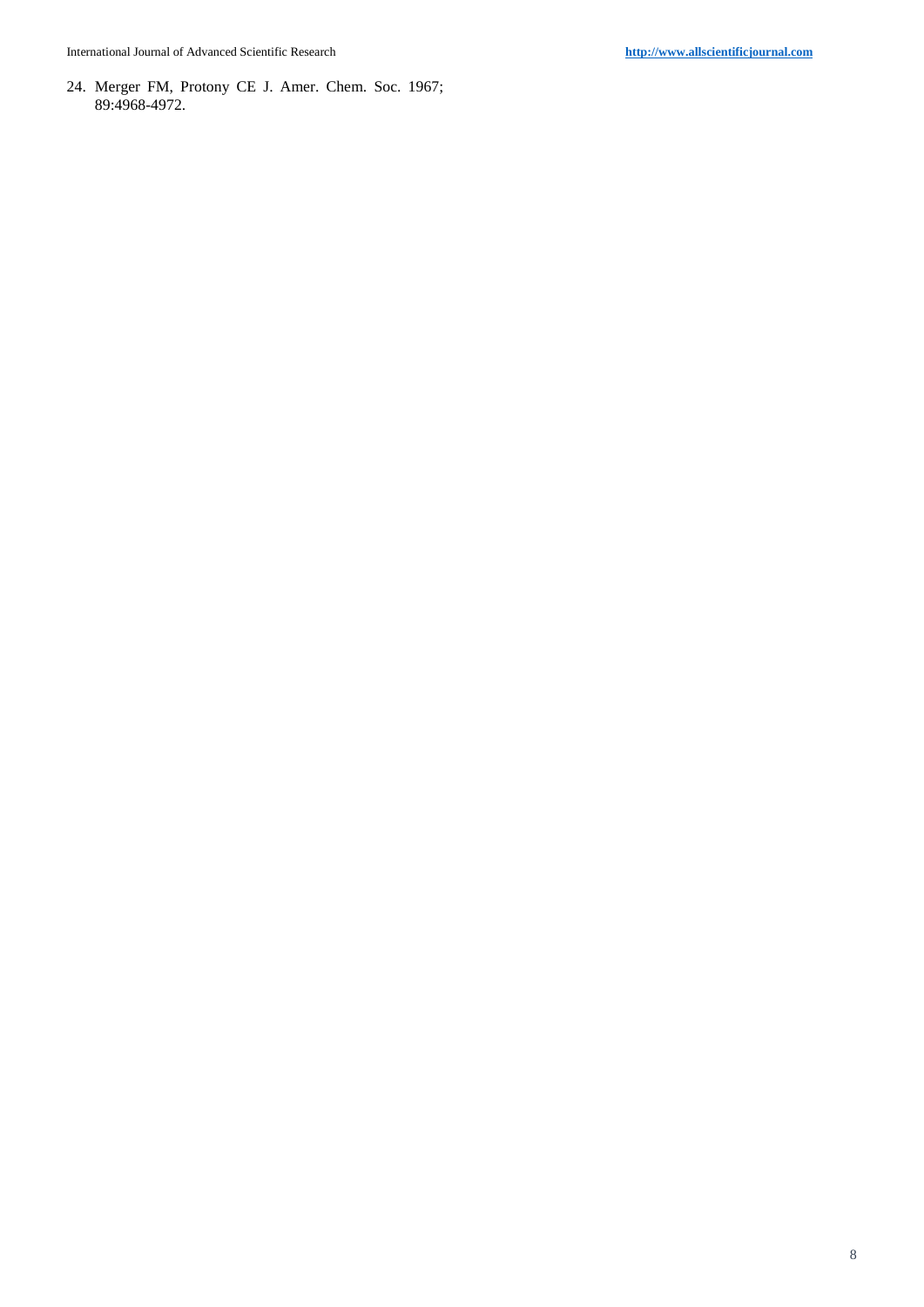24. Merger FM, Protony CE J. Amer. Chem. Soc. 1967; 89:4968-4972.